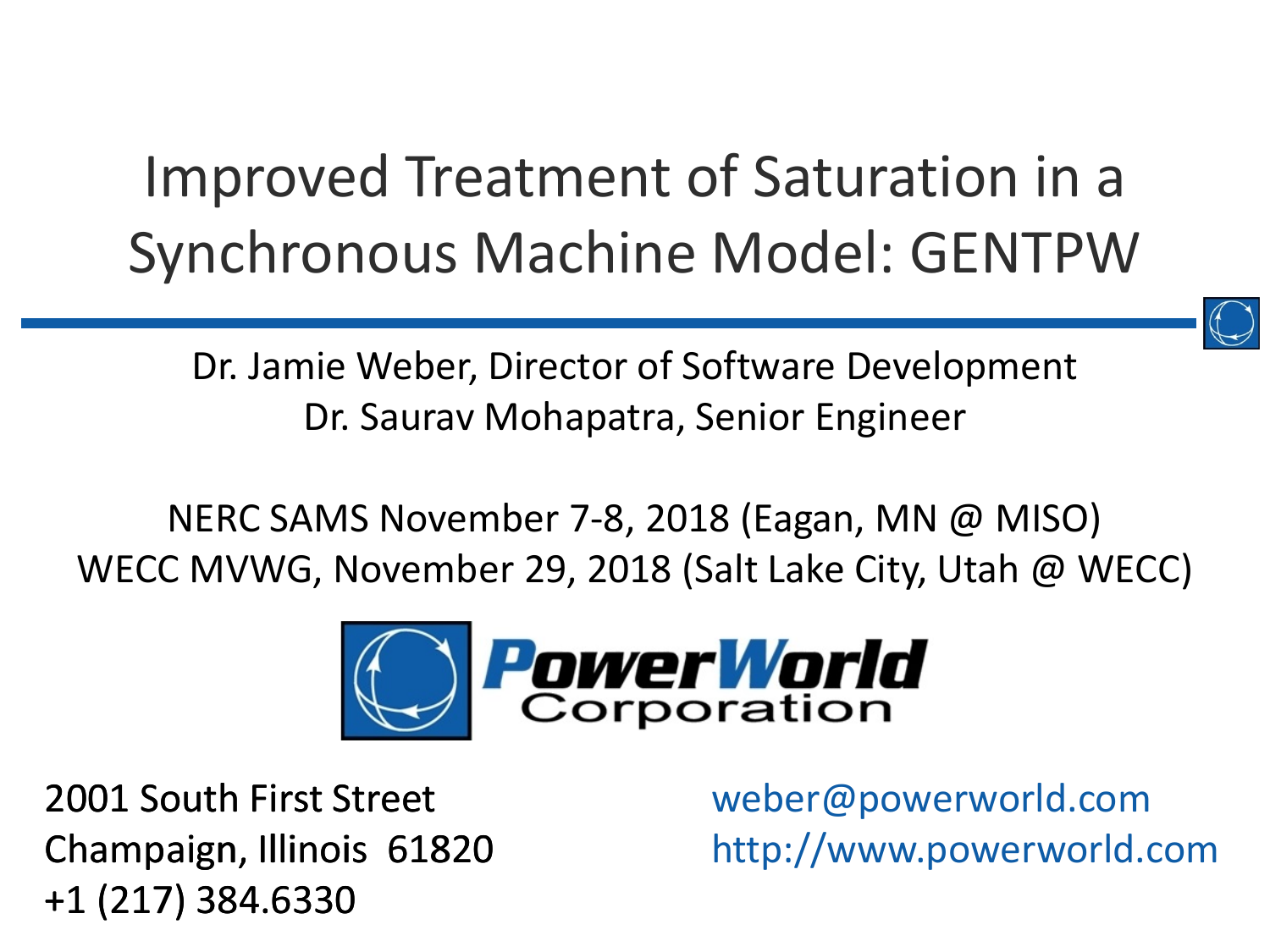# Improved Treatment of Saturation in a Synchronous Machine Model: GENTPW

Dr. Jamie Weber, Director of Software Development
Dr. Saurav Mohapatra, Senior Engineer

NERC SAMS November 7-8, 2018 (Eagan, MN @ MISO)
WECC MVWG, November 29, 2018 (Salt Lake City, Utah @ WECC)

PowerWorld Corporation

2001 South First Street
Champaign, Illinois 61820
+1 (217) 384.6330

weber@powerworld.com
http://www.powerworld.com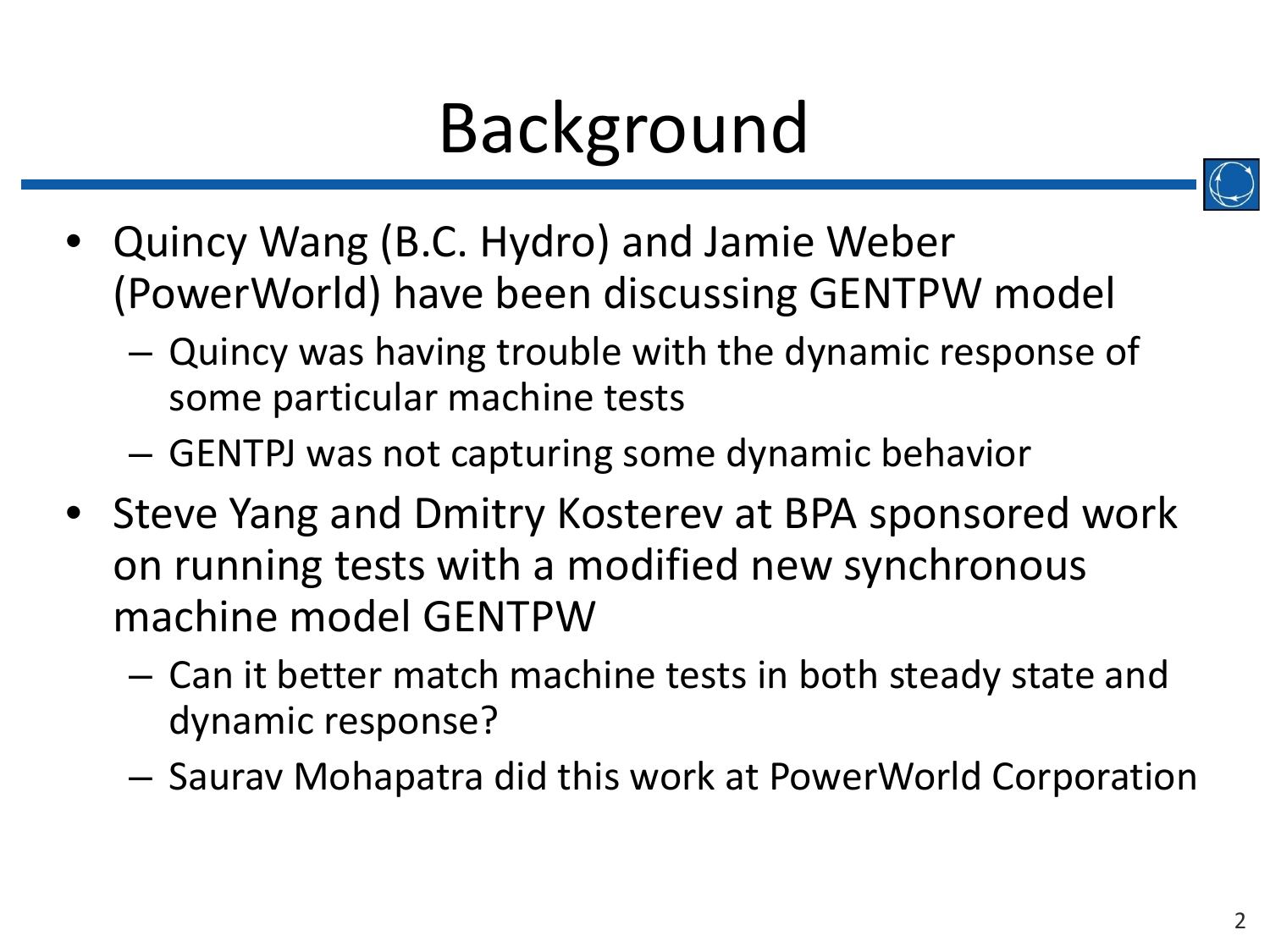# Background

- Quincy Wang (B.C. Hydro) and Jamie Weber (PowerWorld) have been discussing GENTPW model
  - Quincy was having trouble with the dynamic response of some particular machine tests
  - GENTPJ was not capturing some dynamic behavior
- Steve Yang and Dmitry Kosterev at BPA sponsored work on running tests with a modified new synchronous machine model GENTPW
  - Can it better match machine tests in both steady state and dynamic response?
  - Saurav Mohapatra did this work at PowerWorld Corporation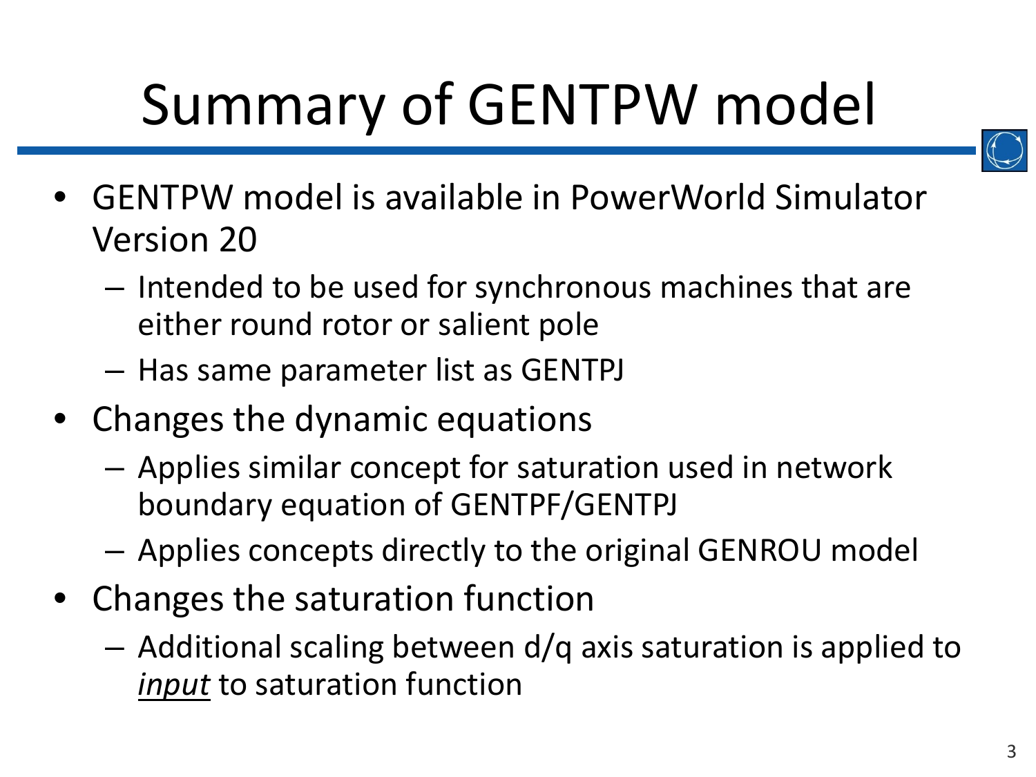# Summary of GENTPW model

- GENTPW model is available in PowerWorld Simulator Version 20
  - Intended to be used for synchronous machines that are either round rotor or salient pole
  - Has same parameter list as GENTPJ
- Changes the dynamic equations
  - Applies similar concept for saturation used in network boundary equation of GENTPF/GENTPJ
  - Applies concepts directly to the original GENROU model
- Changes the saturation function
  - Additional scaling between d/q axis saturation is applied to ***input*** to saturation function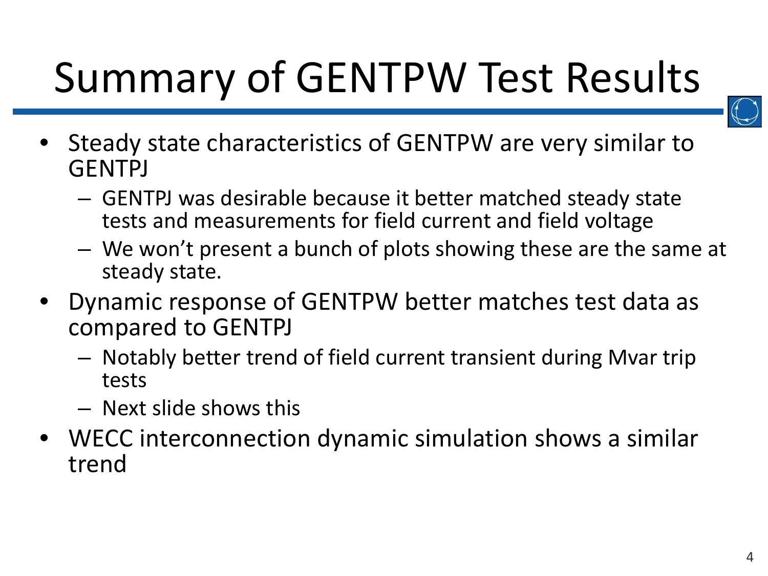# Summary of GENTPW Test Results

- Steady state characteristics of GENTPW are very similar to GENTPJ
  - GENTPJ was desirable because it better matched steady state tests and measurements for field current and field voltage
  - We won't present a bunch of plots showing these are the same at steady state.
- Dynamic response of GENTPW better matches test data as compared to GENTPJ
  - Notably better trend of field current transient during Mvar trip tests
  - Next slide shows this
- WECC interconnection dynamic simulation shows a similar trend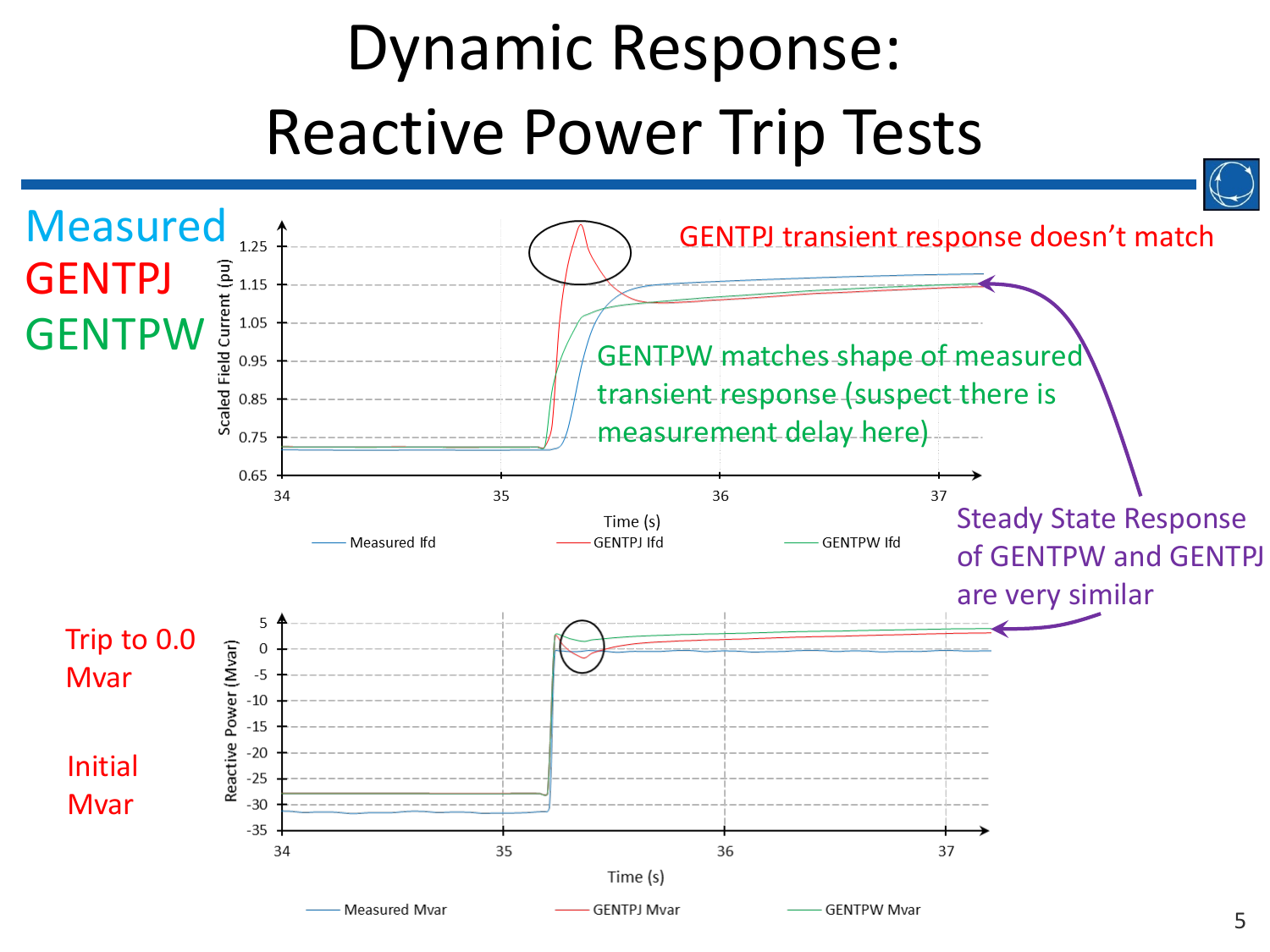# Dynamic Response: Reactive Power Trip Tests

Measured
GENTPJ
GENTPW

GENTPJ transient response doesn't match

GENTPW matches shape of measured transient response (suspect there is measurement delay here)

Steady State Response of GENTPW and GENTPJ are very similar

Trip to 0.0 Mvar

Initial Mvar

Scaled Field Current (pu)

Time (s)

Measured Ifd — GENTPJ Ifd — GENTPW Ifd

Reactive Power (Mvar)

Time (s)

Measured Mvar — GENTPJ Mvar — GENTPW Mvar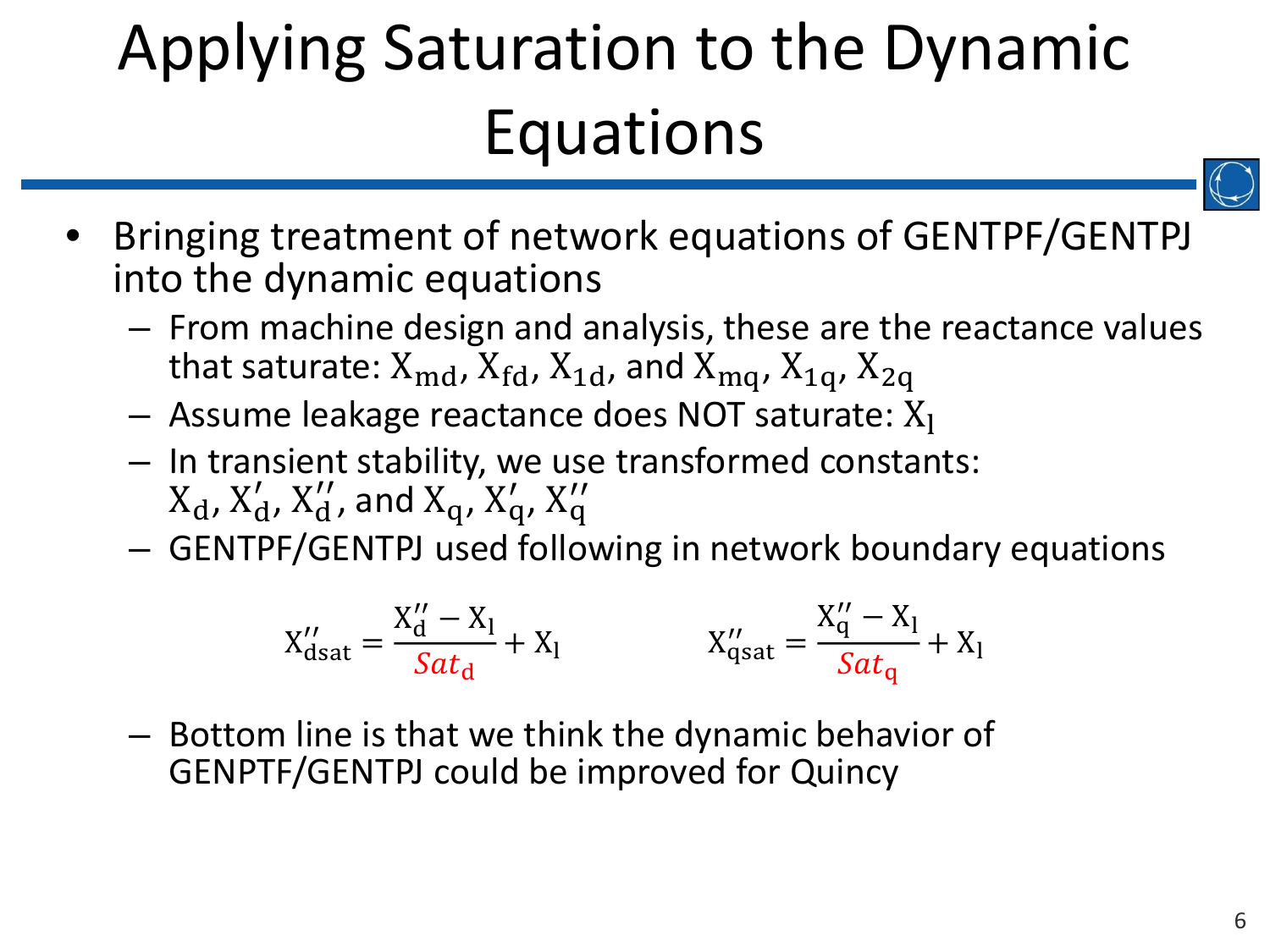# Applying Saturation to the Dynamic Equations

- Bringing treatment of network equations of GENTPF/GENTPJ into the dynamic equations
  - From machine design and analysis, these are the reactance values that saturate: $X_{md}$, $X_{fd}$, $X_{1d}$, and $X_{mq}$, $X_{1q}$, $X_{2q}$
  - Assume leakage reactance does NOT saturate: $X_l$
  - In transient stability, we use transformed constants: $X_d$, $X'_d$, $X''_d$, and $X_q$, $X'_q$, $X''_q$
  - GENTPF/GENTPJ used following in network boundary equations

$$X''_{dsat} = \frac{X''_d - X_l}{Sat_d} + X_l \qquad X''_{qsat} = \frac{X''_q - X_l}{Sat_q} + X_l$$

  - Bottom line is that we think the dynamic behavior of GENPTF/GENTPJ could be improved for Quincy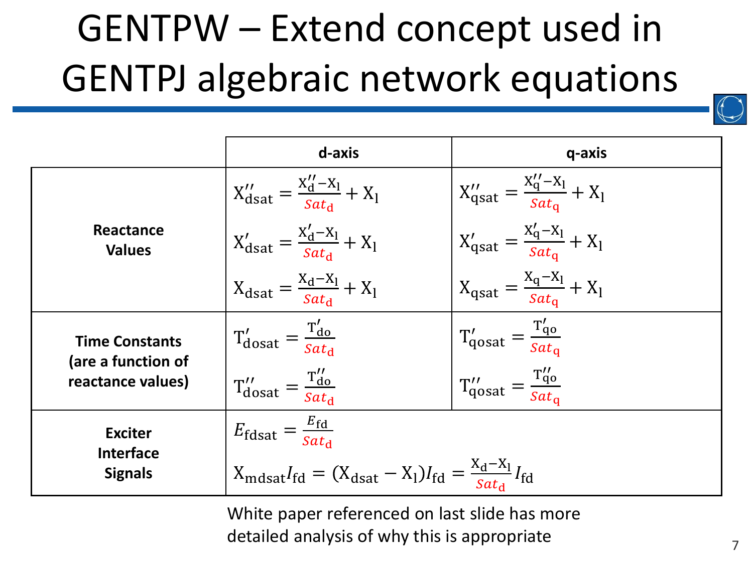# GENTPW – Extend concept used in GENTPJ algebraic network equations

| | d-axis | q-axis |
|---|---|---|
| **Reactance Values** | $X''_{dsat} = \frac{X''_d - X_l}{Sat_d} + X_l$ <br> $X'_{dsat} = \frac{X'_d - X_l}{Sat_d} + X_l$ <br> $X_{dsat} = \frac{X_d - X_l}{Sat_d} + X_l$ | $X''_{qsat} = \frac{X''_q - X_l}{Sat_q} + X_l$ <br> $X'_{qsat} = \frac{X'_q - X_l}{Sat_q} + X_l$ <br> $X_{qsat} = \frac{X_q - X_l}{Sat_q} + X_l$ |
| **Time Constants (are a function of reactance values)** | $T'_{dosat} = \frac{T'_{do}}{Sat_d}$ <br> $T''_{dosat} = \frac{T''_{do}}{Sat_d}$ | $T'_{qosat} = \frac{T'_{qo}}{Sat_q}$ <br> $T''_{qosat} = \frac{T''_{qo}}{Sat_q}$ |
| **Exciter Interface Signals** | $E_{fdsat} = \frac{E_{fd}}{Sat_d}$ <br> $X_{mdsat} I_{fd} = (X_{dsat} - X_l) I_{fd} = \frac{X_d - X_l}{Sat_d} I_{fd}$ | |

White paper referenced on last slide has more detailed analysis of why this is appropriate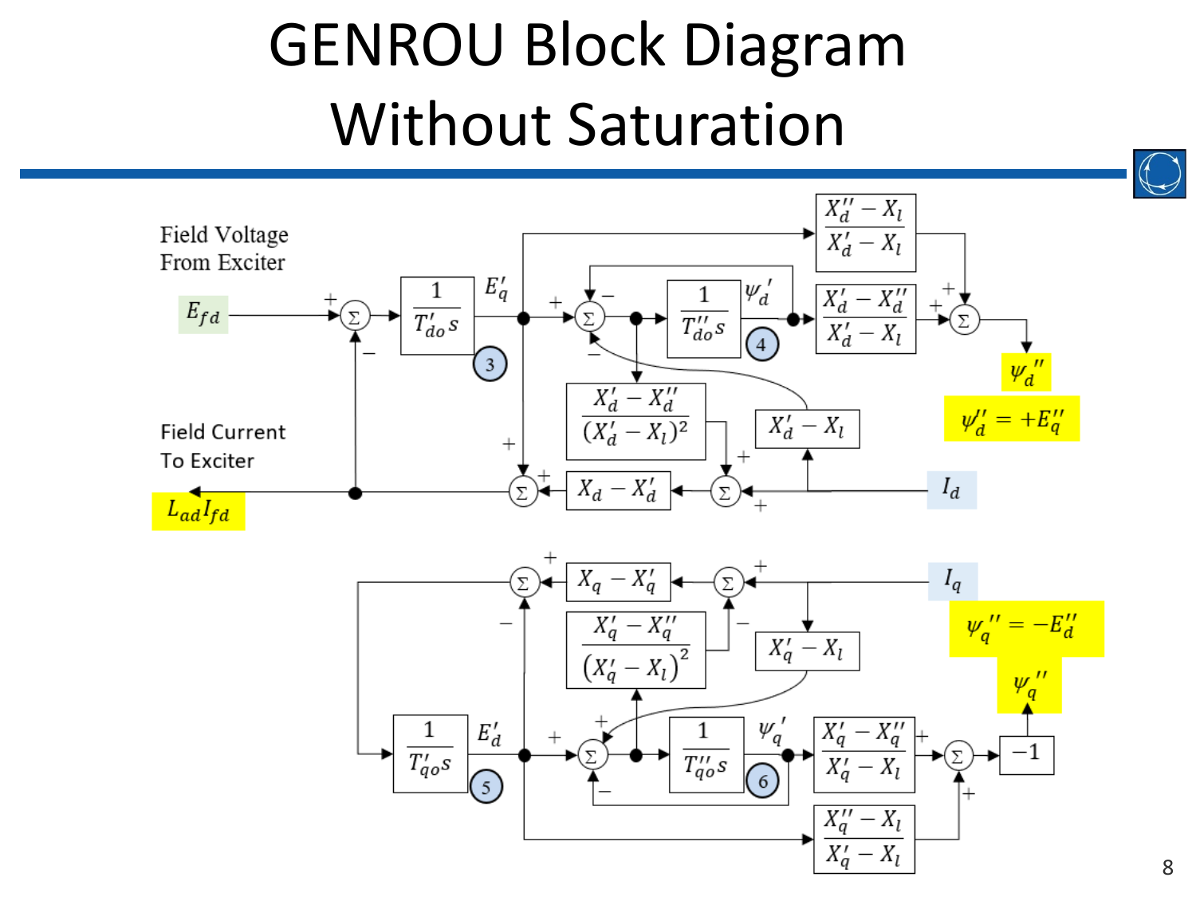# GENROU Block Diagram Without Saturation

Field Voltage From Exciter

$E_{fd}$

$E'_q$

$\psi'_d$

$\frac{1}{T'_{do}s}$

$\frac{1}{T''_{do}s}$

$\frac{X''_d - X_l}{X'_d - X_l}$

$\frac{X'_d - X''_d}{X'_d - X_l}$

$\frac{X'_d - X''_d}{(X'_d - X_l)^2}$

$X'_d - X_l$

$X_d - X'_d$

$\psi''_d$

$\psi''_d = +E''_q$

Field Current To Exciter

$L_{ad}I_{fd}$

$I_d$

$I_q$

$X_q - X'_q$

$\frac{X'_q - X''_q}{(X'_q - X_l)^2}$

$X'_q - X_l$

$\psi''_q = -E''_d$

$\psi''_q$

$\frac{1}{T'_{qo}s}$

$E'_d$

$\frac{1}{T''_{qo}s}$

$\psi'_q$

$\frac{X'_q - X''_q}{X'_q - X_l}$

$\frac{X''_q - X_l}{X'_q - X_l}$

$-1$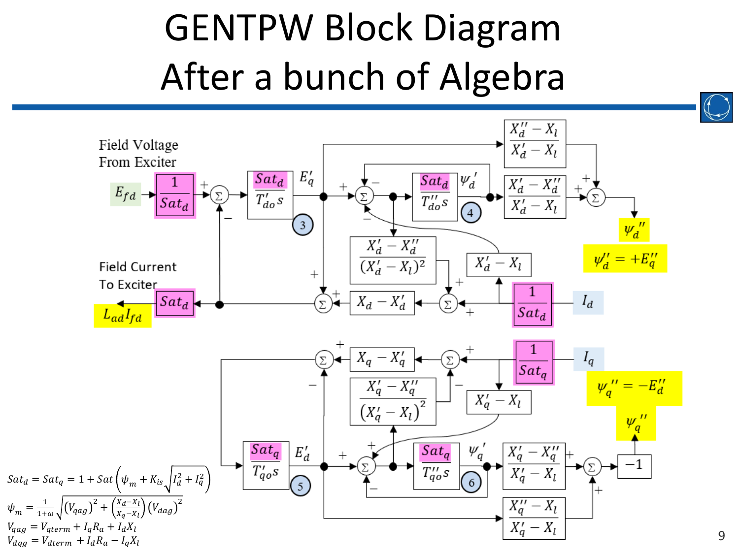# GENTPW Block Diagram After a bunch of Algebra

$$Sat_d = Sat_q = 1 + Sat\left(\psi_m + K_{is}\sqrt{I_d^2 + I_q^2}\right)$$

$$\psi_m = \frac{1}{1+\omega}\sqrt{\left(V_{qag}\right)^2 + \left(\frac{X_d - X_l}{X_q - X_l}\right)\left(V_{dag}\right)^2}$$

$$V_{qag} = V_{qterm} + I_q R_a + I_d X_l$$

$$V_{dqg} = V_{dterm} + I_d R_a - I_q X_l$$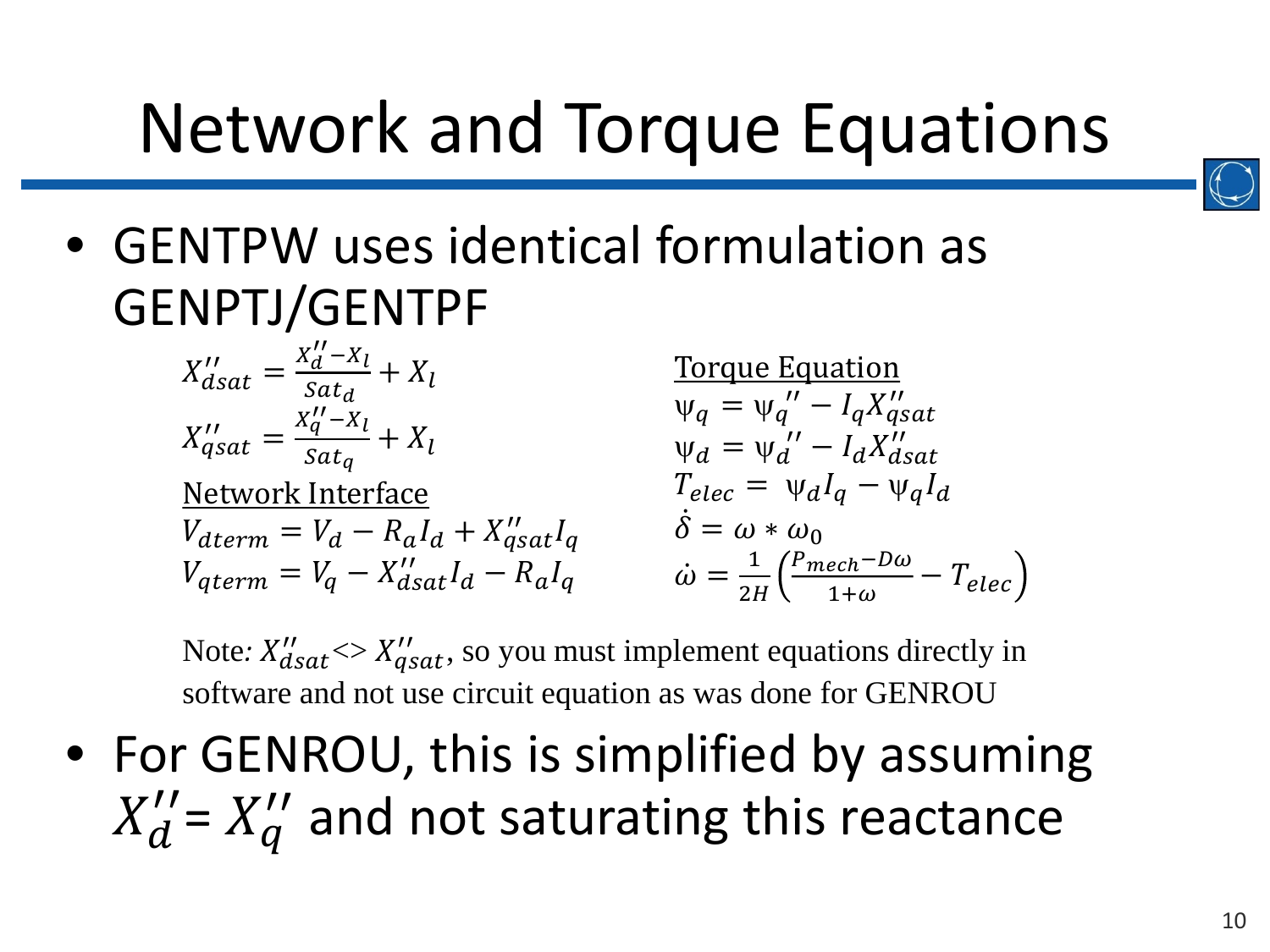# Network and Torque Equations

- GENTPW uses identical formulation as GENPTJ/GENTPF

$$X''_{dsat} = \frac{X''_d - X_l}{Sat_d} + X_l$$

$$X''_{qsat} = \frac{X''_q - X_l}{Sat_q} + X_l$$

<u>Network Interface</u>

$$V_{dterm} = V_d - R_a I_d + X''_{qsat} I_q$$

$$V_{qterm} = V_q - X''_{dsat} I_d - R_a I_q$$

<u>Torque Equation</u>

$$\psi_q = \psi_q'' - I_q X''_{qsat}$$

$$\psi_d = \psi_d'' - I_d X''_{dsat}$$

$$T_{elec} = \psi_d I_q - \psi_q I_d$$

$$\dot{\delta} = \omega * \omega_0$$

$$\dot{\omega} = \frac{1}{2H}\left(\frac{P_{mech} - D\omega}{1+\omega} - T_{elec}\right)$$

Note: $X''_{dsat} <> X''_{qsat}$, so you must implement equations directly in software and not use circuit equation as was done for GENROU

- For GENROU, this is simplified by assuming $X''_d = X''_q$ and not saturating this reactance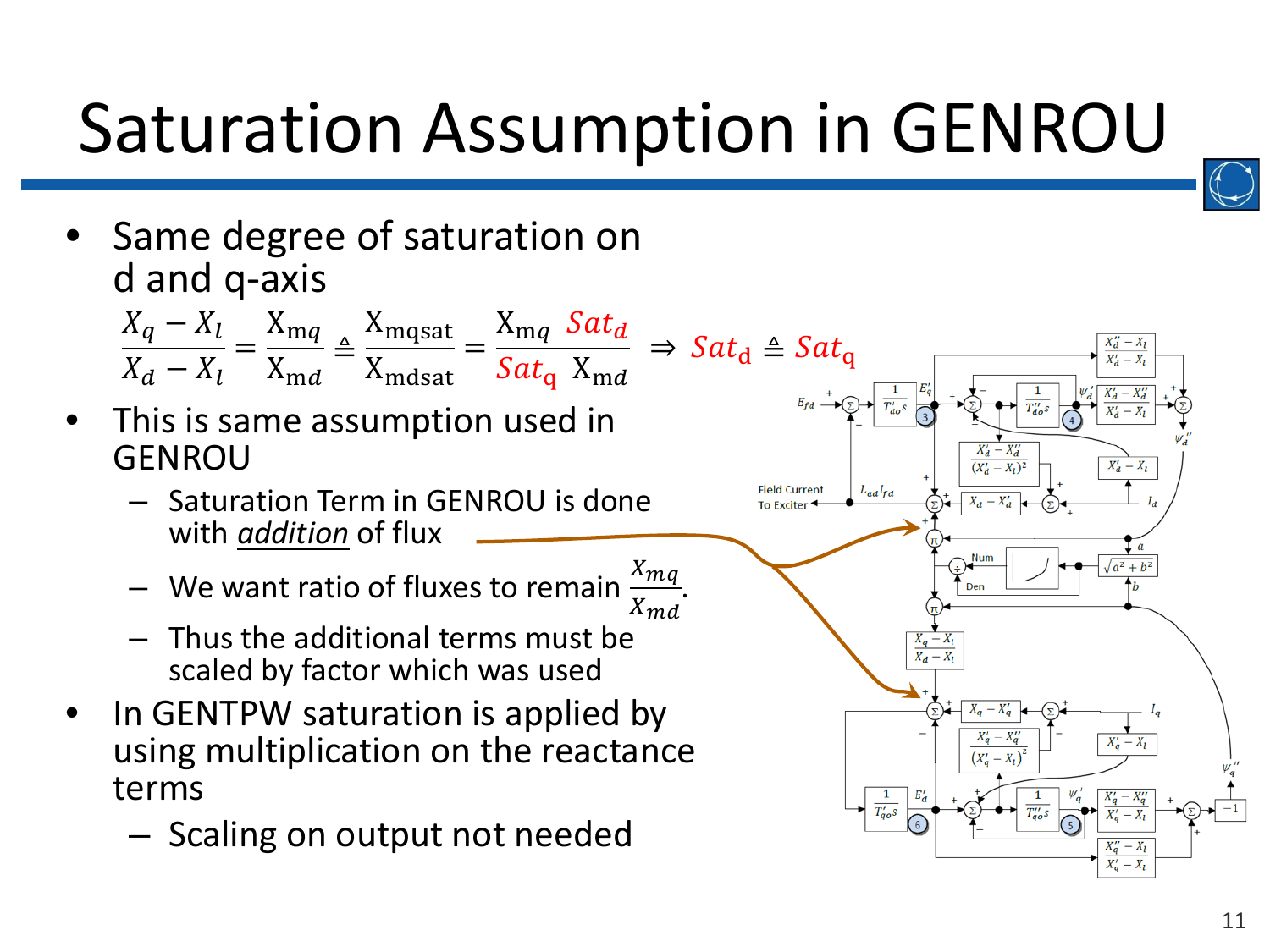# Saturation Assumption in GENROU

- Same degree of saturation on d and q-axis

$$\frac{X_q - X_l}{X_d - X_l} = \frac{\mathrm{X_{mq}}}{\mathrm{X_{md}}} \triangleq \frac{\mathrm{X_{mqsat}}}{\mathrm{X_{mdsat}}} = \frac{\mathrm{X_{mq}}\ Sat_d}{Sat_{\mathrm{q}}\ \mathrm{X_{md}}} \Rightarrow Sat_{\mathrm{d}} \triangleq Sat_{\mathrm{q}}$$

- This is same assumption used in GENROU
  - Saturation Term in GENROU is done with *addition* of flux
  - We want ratio of fluxes to remain $\frac{X_{mq}}{X_{md}}$.
  - Thus the additional terms must be scaled by factor which was used
- In GENTPW saturation is applied by using multiplication on the reactance terms
  - Scaling on output not needed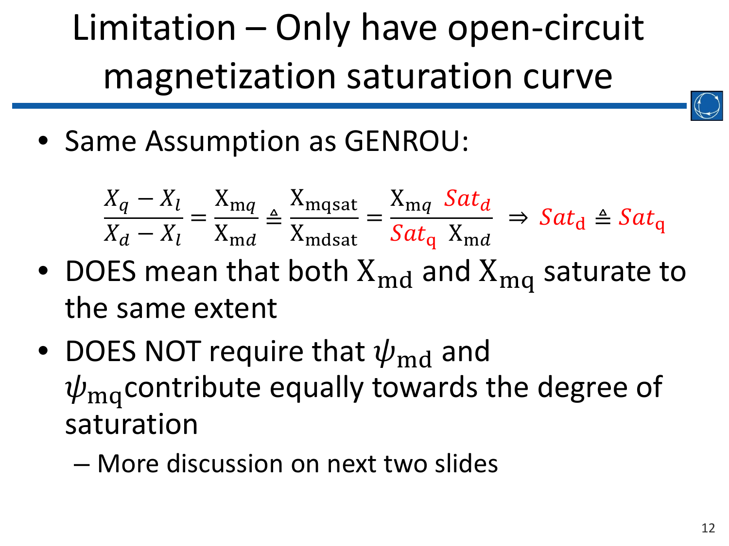# Limitation – Only have open-circuit magnetization saturation curve

- Same Assumption as GENROU:

$$\frac{X_q - X_l}{X_d - X_l} = \frac{\mathrm{X}_{\mathrm{m}q}}{\mathrm{X}_{\mathrm{m}d}} \triangleq \frac{\mathrm{X}_{\mathrm{mqsat}}}{\mathrm{X}_{\mathrm{mdsat}}} = \frac{\mathrm{X}_{\mathrm{m}q}}{Sat_{\mathrm{q}}} \frac{Sat_d}{\mathrm{X}_{\mathrm{m}d}} \Rightarrow Sat_{\mathrm{d}} \triangleq Sat_{\mathrm{q}}$$

- DOES mean that both $\mathrm{X}_{\mathrm{md}}$ and $\mathrm{X}_{\mathrm{mq}}$ saturate to the same extent
- DOES NOT require that $\psi_{\mathrm{md}}$ and $\psi_{\mathrm{mq}}$ contribute equally towards the degree of saturation
  - More discussion on next two slides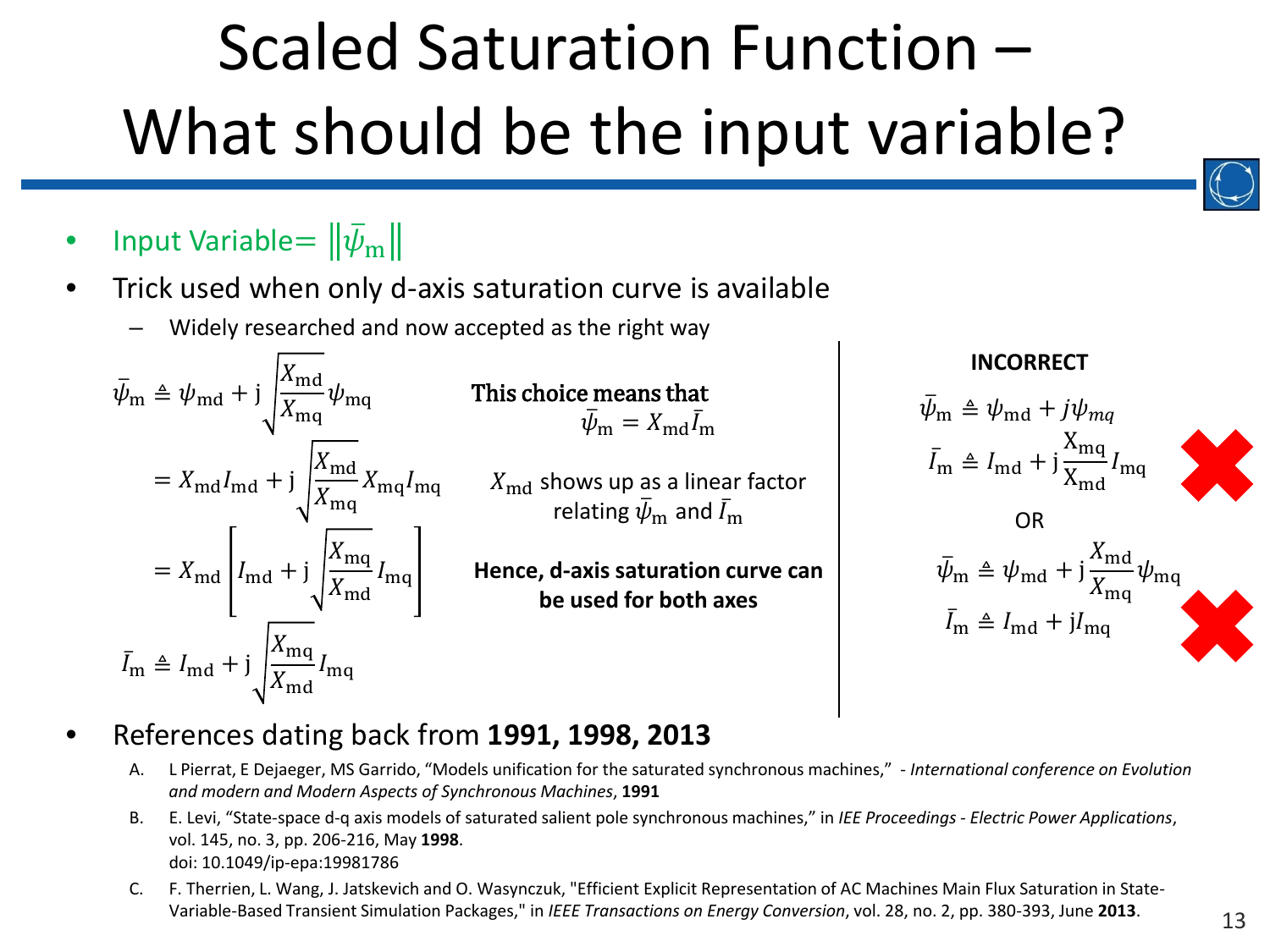# Scaled Saturation Function – What should be the input variable?

- Input Variable= $\|\bar{\psi}_{\mathrm{m}}\|$
- Trick used when only d-axis saturation curve is available
  - Widely researched and now accepted as the right way

$$\bar{\psi}_{\mathrm{m}} \triangleq \psi_{\mathrm{md}} + \mathrm{j}\sqrt{\frac{X_{\mathrm{md}}}{X_{\mathrm{mq}}}}\psi_{\mathrm{mq}}$$

$$= X_{\mathrm{md}} I_{\mathrm{md}} + \mathrm{j}\sqrt{\frac{X_{\mathrm{md}}}{X_{\mathrm{mq}}}} X_{\mathrm{mq}} I_{\mathrm{mq}}$$

$$= X_{\mathrm{md}}\left[I_{\mathrm{md}} + \mathrm{j}\sqrt{\frac{X_{\mathrm{mq}}}{X_{\mathrm{md}}}} I_{\mathrm{mq}}\right]$$

$$\bar{I}_{\mathrm{m}} \triangleq I_{\mathrm{md}} + \mathrm{j}\sqrt{\frac{X_{\mathrm{mq}}}{X_{\mathrm{md}}}} I_{\mathrm{mq}}$$

**This choice means that** $\bar{\psi}_{\mathrm{m}} = X_{\mathrm{md}} \bar{I}_{\mathrm{m}}$

$X_{\mathrm{md}}$ shows up as a linear factor relating $\bar{\psi}_{\mathrm{m}}$ and $\bar{I}_{\mathrm{m}}$

**Hence, d-axis saturation curve can be used for both axes**

**INCORRECT**

$$\bar{\psi}_{\mathrm{m}} \triangleq \psi_{\mathrm{md}} + j\psi_{mq}$$

$$\bar{I}_{\mathrm{m}} \triangleq I_{\mathrm{md}} + \mathrm{j}\frac{\mathrm{X}_{\mathrm{mq}}}{\mathrm{X}_{\mathrm{md}}} I_{\mathrm{mq}}$$

OR

$$\bar{\psi}_{\mathrm{m}} \triangleq \psi_{\mathrm{md}} + \mathrm{j}\frac{X_{\mathrm{md}}}{X_{\mathrm{mq}}}\psi_{\mathrm{mq}}$$

$$\bar{I}_{\mathrm{m}} \triangleq I_{\mathrm{md}} + \mathrm{j} I_{\mathrm{mq}}$$

- References dating back from **1991, 1998, 2013**

A. L Pierrat, E Dejaeger, MS Garrido, "Models unification for the saturated synchronous machines," - *International conference on Evolution and modern and Modern Aspects of Synchronous Machines*, **1991**

B. E. Levi, "State-space d-q axis models of saturated salient pole synchronous machines," in *IEE Proceedings - Electric Power Applications*, vol. 145, no. 3, pp. 206-216, May **1998**. doi: 10.1049/ip-epa:19981786

C. F. Therrien, L. Wang, J. Jatskevich and O. Wasynczuk, "Efficient Explicit Representation of AC Machines Main Flux Saturation in State-Variable-Based Transient Simulation Packages," in *IEEE Transactions on Energy Conversion*, vol. 28, no. 2, pp. 380-393, June **2013**.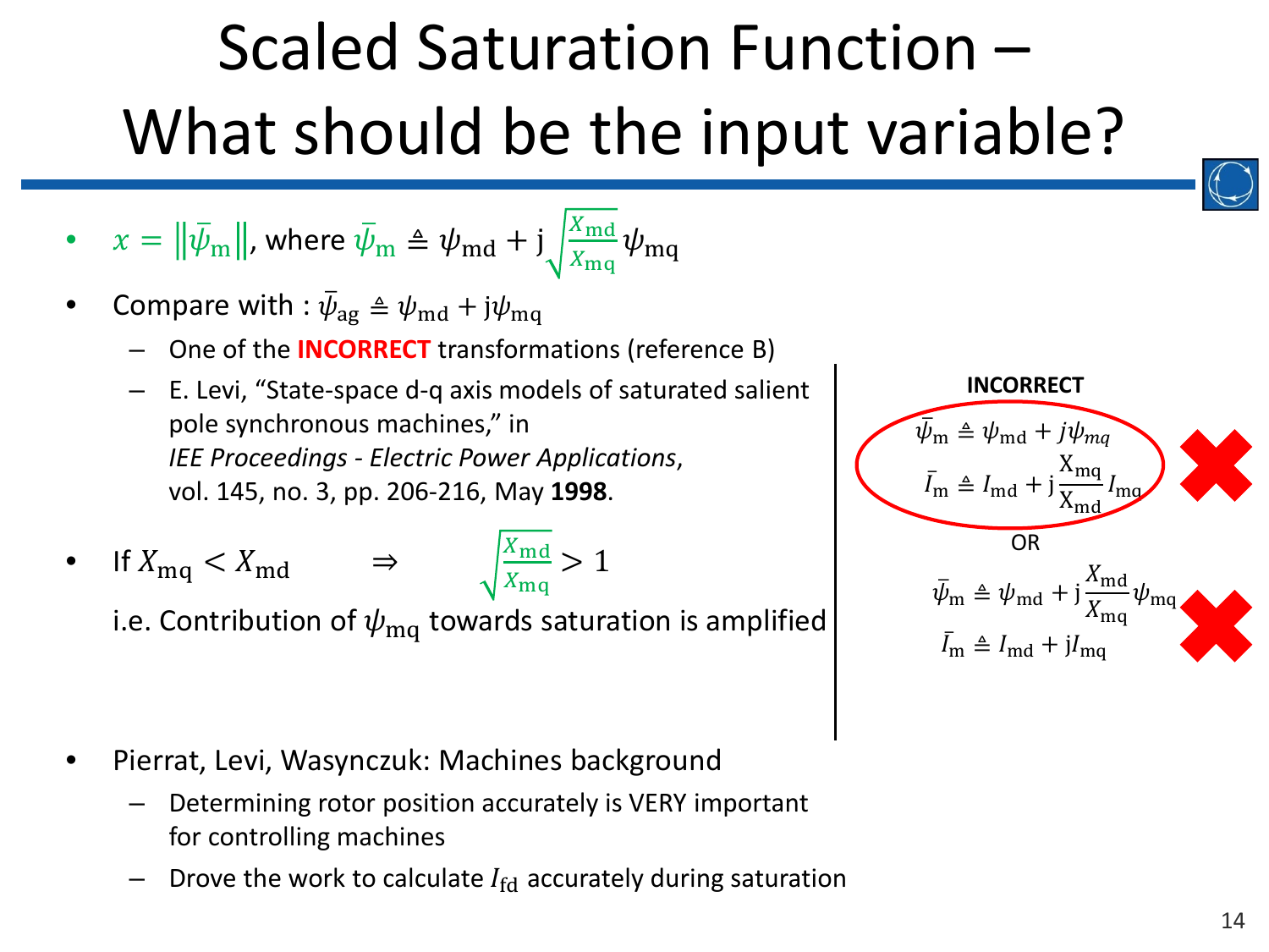# Scaled Saturation Function – What should be the input variable?

- $x = \left\| \bar{\psi}_{\mathrm{m}} \right\|$, where $\bar{\psi}_{\mathrm{m}} \triangleq \psi_{\mathrm{md}} + \mathrm{j}\sqrt{\frac{X_{\mathrm{md}}}{X_{\mathrm{mq}}}}\psi_{\mathrm{mq}}$
- Compare with : $\bar{\psi}_{\mathrm{ag}} \triangleq \psi_{\mathrm{md}} + \mathrm{j}\psi_{\mathrm{mq}}$
  - One of the **INCORRECT** transformations (reference B)
  - E. Levi, "State-space d-q axis models of saturated salient pole synchronous machines," in *IEE Proceedings - Electric Power Applications*, vol. 145, no. 3, pp. 206-216, May **1998**.
- If $X_{\mathrm{mq}} < X_{\mathrm{md}} \quad \Rightarrow \quad \sqrt{\frac{X_{\mathrm{md}}}{X_{\mathrm{mq}}}} > 1$

  i.e. Contribution of $\psi_{\mathrm{mq}}$ towards saturation is amplified

**INCORRECT**

$$\bar{\psi}_{\mathrm{m}} \triangleq \psi_{\mathrm{md}} + j\psi_{mq}$$
$$\bar{I}_{\mathrm{m}} \triangleq I_{\mathrm{md}} + \mathrm{j}\frac{\mathrm{X_{mq}}}{\mathrm{X_{md}}}I_{\mathrm{mq}}$$

OR

$$\bar{\psi}_{\mathrm{m}} \triangleq \psi_{\mathrm{md}} + \mathrm{j}\frac{X_{\mathrm{md}}}{X_{\mathrm{mq}}}\psi_{\mathrm{mq}}$$
$$\bar{I}_{\mathrm{m}} \triangleq I_{\mathrm{md}} + \mathrm{j}I_{\mathrm{mq}}$$

- Pierrat, Levi, Wasynczuk: Machines background
  - Determining rotor position accurately is VERY important for controlling machines
  - Drove the work to calculate $I_{\mathrm{fd}}$ accurately during saturation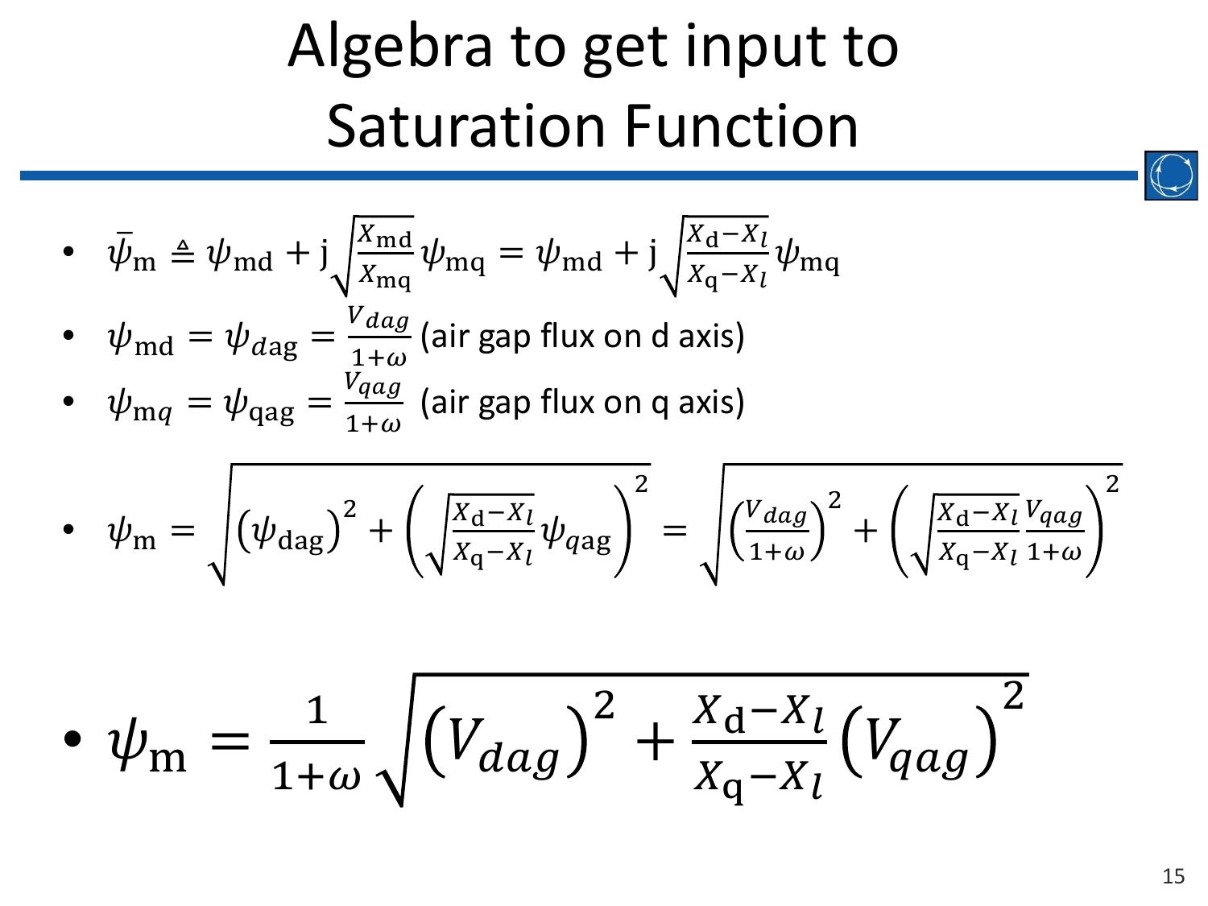# Algebra to get input to Saturation Function

- $\bar{\psi}_{\mathrm{m}} \triangleq \psi_{\mathrm{md}} + \mathrm{j}\sqrt{\frac{X_{\mathrm{md}}}{X_{\mathrm{mq}}}}\psi_{\mathrm{mq}} = \psi_{\mathrm{md}} + \mathrm{j}\sqrt{\frac{X_{\mathrm{d}}-X_{l}}{X_{\mathrm{q}}-X_{l}}}\psi_{\mathrm{mq}}$
- $\psi_{\mathrm{md}} = \psi_{d\mathrm{ag}} = \frac{V_{dag}}{1+\omega}$ (air gap flux on d axis)
- $\psi_{\mathrm{m}q} = \psi_{\mathrm{qag}} = \frac{V_{qag}}{1+\omega}$ (air gap flux on q axis)
- $\psi_{\mathrm{m}} = \sqrt{\left(\psi_{\mathrm{dag}}\right)^2 + \left(\sqrt{\frac{X_{\mathrm{d}}-X_{l}}{X_{\mathrm{q}}-X_{l}}}\psi_{qag}\right)^2} = \sqrt{\left(\frac{V_{dag}}{1+\omega}\right)^2 + \left(\sqrt{\frac{X_{\mathrm{d}}-X_{l}}{X_{\mathrm{q}}-X_{l}}}\frac{V_{qag}}{1+\omega}\right)^2}$
- $\psi_{\mathrm{m}} = \frac{1}{1+\omega}\sqrt{\left(V_{dag}\right)^2 + \frac{X_{\mathrm{d}}-X_{l}}{X_{\mathrm{q}}-X_{l}}\left(V_{qag}\right)^2}$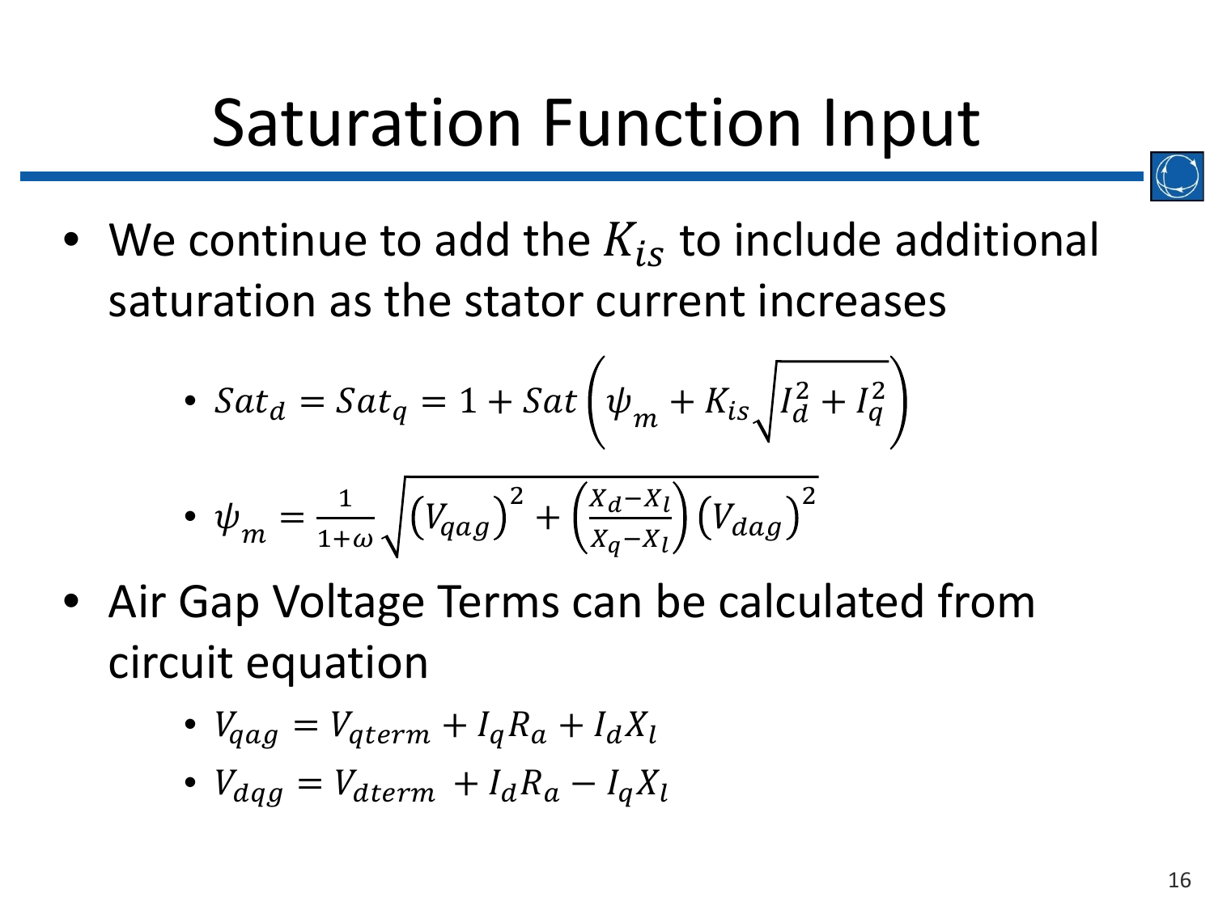# Saturation Function Input

- We continue to add the $K_{is}$ to include additional saturation as the stator current increases
  - $Sat_d = Sat_q = 1 + Sat\left(\psi_m + K_{is}\sqrt{I_d^2 + I_q^2}\right)$
  - $\psi_m = \frac{1}{1+\omega}\sqrt{\left(V_{qag}\right)^2 + \left(\frac{X_d - X_l}{X_q - X_l}\right)\left(V_{dag}\right)^2}$
- Air Gap Voltage Terms can be calculated from circuit equation
  - $V_{qag} = V_{qterm} + I_q R_a + I_d X_l$
  - $V_{dqg} = V_{dterm} + I_d R_a - I_q X_l$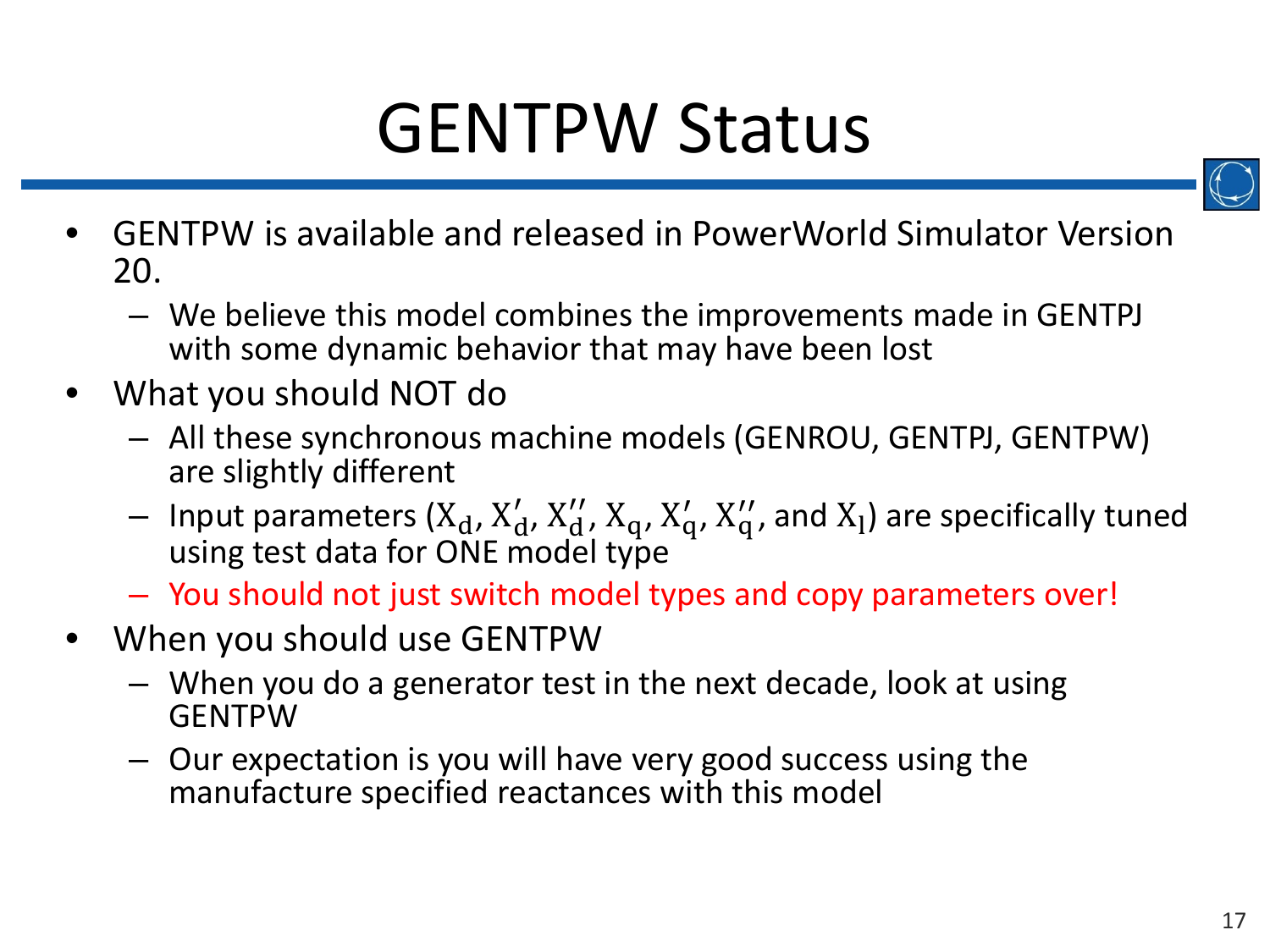# GENTPW Status

- GENTPW is available and released in PowerWorld Simulator Version 20.
  - We believe this model combines the improvements made in GENTPJ with some dynamic behavior that may have been lost
- What you should NOT do
  - All these synchronous machine models (GENROU, GENTPJ, GENTPW) are slightly different
  - Input parameters ($X_d$, $X'_d$, $X''_d$, $X_q$, $X'_q$, $X''_q$, and $X_l$) are specifically tuned using test data for ONE model type
  - You should not just switch model types and copy parameters over!
- When you should use GENTPW
  - When you do a generator test in the next decade, look at using GENTPW
  - Our expectation is you will have very good success using the manufacture specified reactances with this model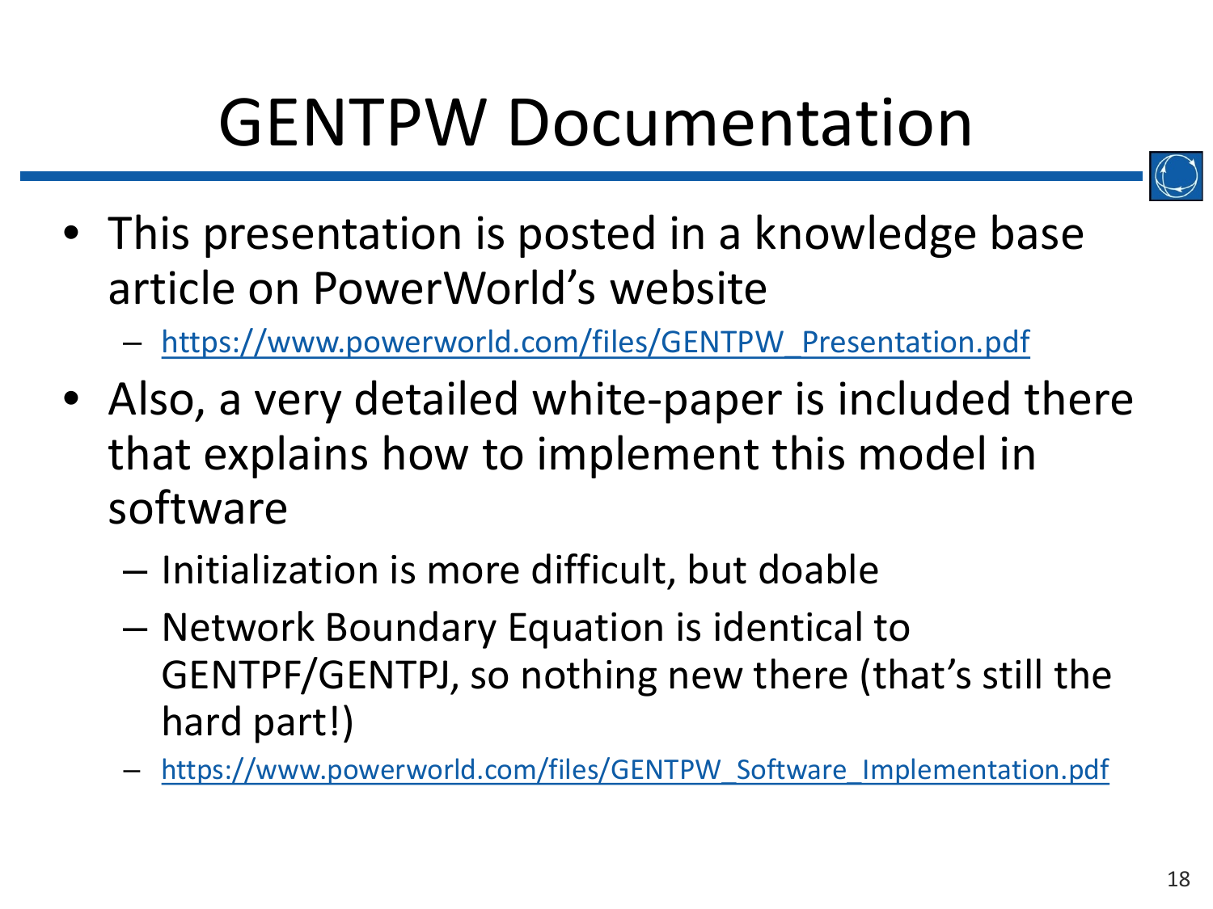# GENTPW Documentation

- This presentation is posted in a knowledge base article on PowerWorld's website
  - https://www.powerworld.com/files/GENTPW_Presentation.pdf
- Also, a very detailed white-paper is included there that explains how to implement this model in software
  - Initialization is more difficult, but doable
  - Network Boundary Equation is identical to GENTPF/GENTPJ, so nothing new there (that's still the hard part!)
  - https://www.powerworld.com/files/GENTPW_Software_Implementation.pdf